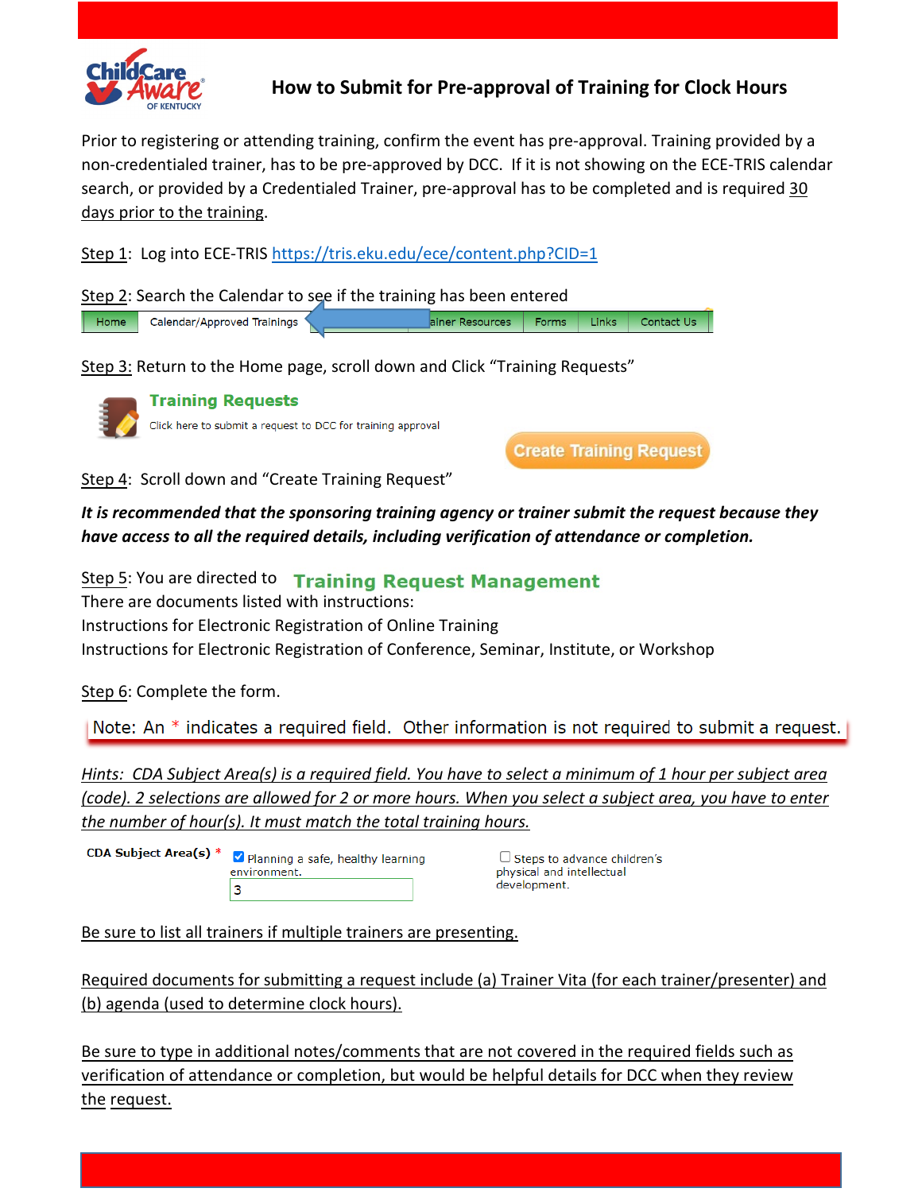# How to Submit for Pre-approval of Training for Clock Hours

Prior to registering or attending training, confirm the event has pre-approval. Training provided by a non-credentialed trainer, has to be pre-approved by DCC. If it is not showing on the ECE-TRIS calendar search, or provided by a Credentialed Trainer, pre-approval has to be completed and is required 30 days prior to the training.

Step 1: Log into ECE-TRIS https://tris.eku.edu/ece/content.php?CID=1

Step 2: Search the Calendar to see if the training has been entered

| Home | Calendar/Approved Trainings | ainer Resources | Forms | Links | Contact Us |
|---|---|---|---|---|---|

Step 3: Return to the Home page, scroll down and Click "Training Requests"

**Training Requests**

Click here to submit a request to DCC for training approval

**Create Training Request**

Step 4: Scroll down and "Create Training Request"

***It is recommended that the sponsoring training agency or trainer submit the request because they have access to all the required details, including verification of attendance or completion.***

Step 5: You are directed to **Training Request Management**

There are documents listed with instructions:

Instructions for Electronic Registration of Online Training

Instructions for Electronic Registration of Conference, Seminar, Institute, or Workshop

Step 6: Complete the form.

Note: An * indicates a required field. Other information is not required to submit a request.

*Hints: CDA Subject Area(s) is a required field. You have to select a minimum of 1 hour per subject area (code). 2 selections are allowed for 2 or more hours. When you select a subject area, you have to enter the number of hour(s). It must match the total training hours.*

**CDA Subject Area(s)** *

- [x] Planning a safe, healthy learning environment. — 3
- [ ] Steps to advance children's physical and intellectual development.

Be sure to list all trainers if multiple trainers are presenting.

Required documents for submitting a request include (a) Trainer Vita (for each trainer/presenter) and (b) agenda (used to determine clock hours).

Be sure to type in additional notes/comments that are not covered in the required fields such as verification of attendance or completion, but would be helpful details for DCC when they review the request.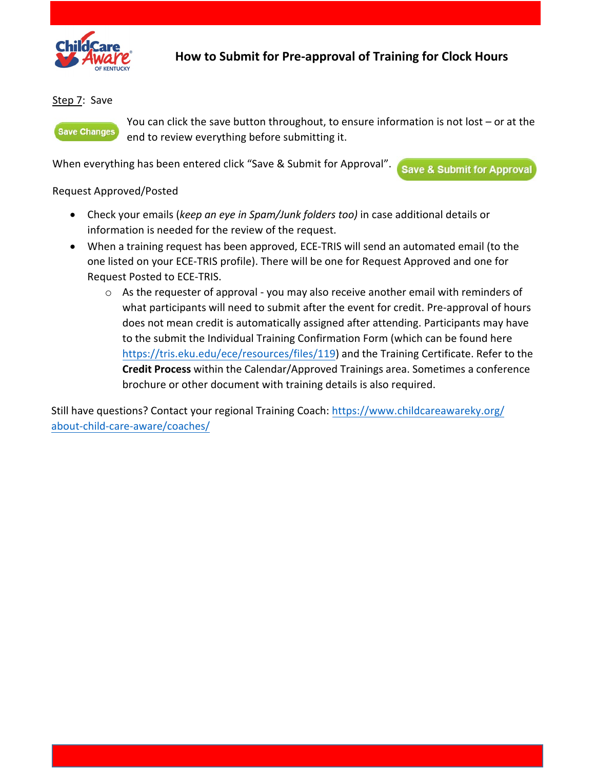# How to Submit for Pre-approval of Training for Clock Hours

Step 7: Save

Save Changes You can click the save button throughout, to ensure information is not lost – or at the end to review everything before submitting it.

When everything has been entered click "Save & Submit for Approval". Save & Submit for Approval

Request Approved/Posted

- Check your emails (*keep an eye in Spam/Junk folders too)* in case additional details or information is needed for the review of the request.
- When a training request has been approved, ECE-TRIS will send an automated email (to the one listed on your ECE-TRIS profile). There will be one for Request Approved and one for Request Posted to ECE-TRIS.
    - As the requester of approval - you may also receive another email with reminders of what participants will need to submit after the event for credit. Pre-approval of hours does not mean credit is automatically assigned after attending. Participants may have to the submit the Individual Training Confirmation Form (which can be found here https://tris.eku.edu/ece/resources/files/119) and the Training Certificate. Refer to the **Credit Process** within the Calendar/Approved Trainings area. Sometimes a conference brochure or other document with training details is also required.

Still have questions? Contact your regional Training Coach: https://www.childcareawareky.org/about-child-care-aware/coaches/